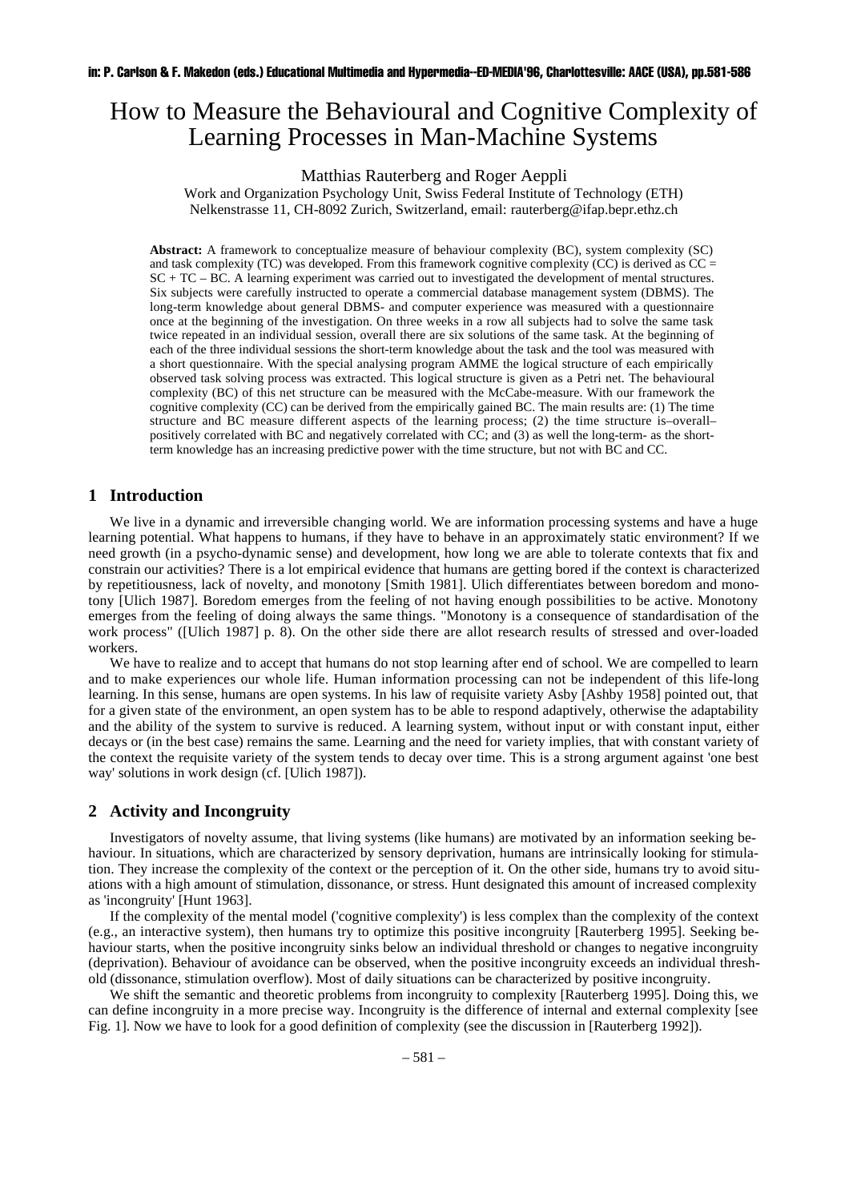in: P. Carlson & F. Makedon (eds.) Educational Multimedia and Hypermedia--ED-MEDIA'96, Charlottesville: AACE (USA), pp.581-586

# How to Measure the Behavioural and Cognitive Complexity of Learning Processes in Man-Machine Systems

Matthias Rauterberg and Roger Aeppli

Work and Organization Psychology Unit, Swiss Federal Institute of Technology (ETH)
Nelkenstrasse 11, CH-8092 Zurich, Switzerland, email: rauterberg@ifap.bepr.ethz.ch

**Abstract:** A framework to conceptualize measure of behaviour complexity (BC), system complexity (SC) and task complexity (TC) was developed. From this framework cognitive complexity (CC) is derived as CC = SC + TC – BC. A learning experiment was carried out to investigated the development of mental structures. Six subjects were carefully instructed to operate a commercial database management system (DBMS). The long-term knowledge about general DBMS- and computer experience was measured with a questionnaire once at the beginning of the investigation. On three weeks in a row all subjects had to solve the same task twice repeated in an individual session, overall there are six solutions of the same task. At the beginning of each of the three individual sessions the short-term knowledge about the task and the tool was measured with a short questionnaire. With the special analysing program AMME the logical structure of each empirically observed task solving process was extracted. This logical structure is given as a Petri net. The behavioural complexity (BC) of this net structure can be measured with the McCabe-measure. With our framework the cognitive complexity (CC) can be derived from the empirically gained BC. The main results are: (1) The time structure and BC measure different aspects of the learning process; (2) the time structure is–overall–positively correlated with BC and negatively correlated with CC; and (3) as well the long-term- as the short-term knowledge has an increasing predictive power with the time structure, but not with BC and CC.

## 1 Introduction

We live in a dynamic and irreversible changing world. We are information processing systems and have a huge learning potential. What happens to humans, if they have to behave in an approximately static environment? If we need growth (in a psycho-dynamic sense) and development, how long we are able to tolerate contexts that fix and constrain our activities? There is a lot empirical evidence that humans are getting bored if the context is characterized by repetitiousness, lack of novelty, and monotony [Smith 1981]. Ulich differentiates between boredom and monotony [Ulich 1987]. Boredom emerges from the feeling of not having enough possibilities to be active. Monotony emerges from the feeling of doing always the same things. "Monotony is a consequence of standardisation of the work process" ([Ulich 1987] p. 8). On the other side there are allot research results of stressed and over-loaded workers.

We have to realize and to accept that humans do not stop learning after end of school. We are compelled to learn and to make experiences our whole life. Human information processing can not be independent of this life-long learning. In this sense, humans are open systems. In his law of requisite variety Asby [Ashby 1958] pointed out, that for a given state of the environment, an open system has to be able to respond adaptively, otherwise the adaptability and the ability of the system to survive is reduced. A learning system, without input or with constant input, either decays or (in the best case) remains the same. Learning and the need for variety implies, that with constant variety of the context the requisite variety of the system tends to decay over time. This is a strong argument against 'one best way' solutions in work design (cf. [Ulich 1987]).

## 2 Activity and Incongruity

Investigators of novelty assume, that living systems (like humans) are motivated by an information seeking behaviour. In situations, which are characterized by sensory deprivation, humans are intrinsically looking for stimulation. They increase the complexity of the context or the perception of it. On the other side, humans try to avoid situations with a high amount of stimulation, dissonance, or stress. Hunt designated this amount of increased complexity as 'incongruity' [Hunt 1963].

If the complexity of the mental model ('cognitive complexity') is less complex than the complexity of the context (e.g., an interactive system), then humans try to optimize this positive incongruity [Rauterberg 1995]. Seeking behaviour starts, when the positive incongruity sinks below an individual threshold or changes to negative incongruity (deprivation). Behaviour of avoidance can be observed, when the positive incongruity exceeds an individual threshold (dissonance, stimulation overflow). Most of daily situations can be characterized by positive incongruity.

We shift the semantic and theoretic problems from incongruity to complexity [Rauterberg 1995]. Doing this, we can define incongruity in a more precise way. Incongruity is the difference of internal and external complexity [see Fig. 1]. Now we have to look for a good definition of complexity (see the discussion in [Rauterberg 1992]).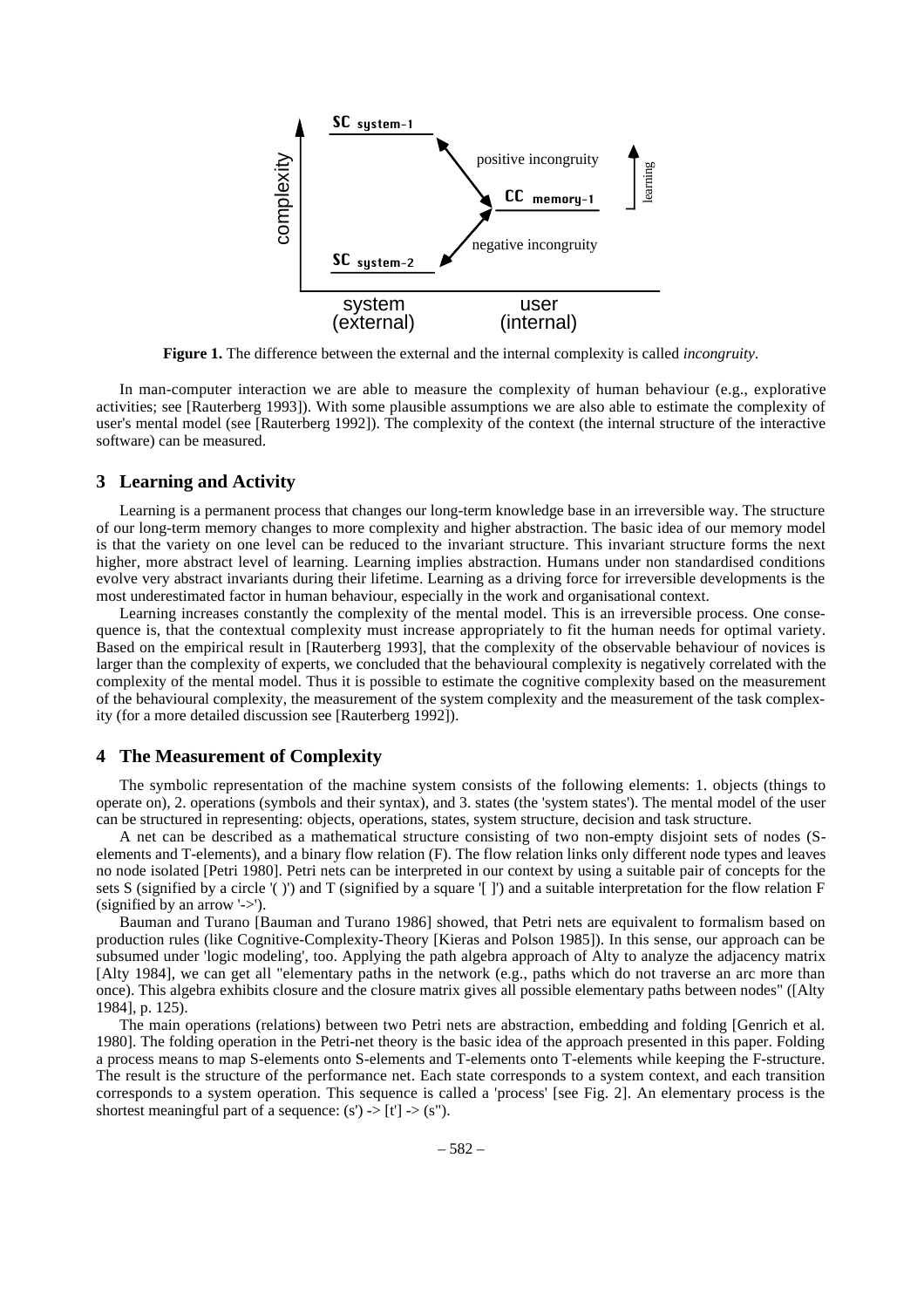**Figure 1.** The difference between the external and the internal complexity is called *incongruity*.

In man-computer interaction we are able to measure the complexity of human behaviour (e.g., explorative activities; see [Rauterberg 1993]). With some plausible assumptions we are also able to estimate the complexity of user's mental model (see [Rauterberg 1992]). The complexity of the context (the internal structure of the interactive software) can be measured.

## 3 Learning and Activity

Learning is a permanent process that changes our long-term knowledge base in an irreversible way. The structure of our long-term memory changes to more complexity and higher abstraction. The basic idea of our memory model is that the variety on one level can be reduced to the invariant structure. This invariant structure forms the next higher, more abstract level of learning. Learning implies abstraction. Humans under non standardised conditions evolve very abstract invariants during their lifetime. Learning as a driving force for irreversible developments is the most underestimated factor in human behaviour, especially in the work and organisational context.

Learning increases constantly the complexity of the mental model. This is an irreversible process. One consequence is, that the contextual complexity must increase appropriately to fit the human needs for optimal variety. Based on the empirical result in [Rauterberg 1993], that the complexity of the observable behaviour of novices is larger than the complexity of experts, we concluded that the behavioural complexity is negatively correlated with the complexity of the mental model. Thus it is possible to estimate the cognitive complexity based on the measurement of the behavioural complexity, the measurement of the system complexity and the measurement of the task complexity (for a more detailed discussion see [Rauterberg 1992]).

## 4 The Measurement of Complexity

The symbolic representation of the machine system consists of the following elements: 1. objects (things to operate on), 2. operations (symbols and their syntax), and 3. states (the 'system states'). The mental model of the user can be structured in representing: objects, operations, states, system structure, decision and task structure.

A net can be described as a mathematical structure consisting of two non-empty disjoint sets of nodes (S-elements and T-elements), and a binary flow relation (F). The flow relation links only different node types and leaves no node isolated [Petri 1980]. Petri nets can be interpreted in our context by using a suitable pair of concepts for the sets S (signified by a circle '( )') and T (signified by a square '[ ]') and a suitable interpretation for the flow relation F (signified by an arrow '->').

Bauman and Turano [Bauman and Turano 1986] showed, that Petri nets are equivalent to formalism based on production rules (like Cognitive-Complexity-Theory [Kieras and Polson 1985]). In this sense, our approach can be subsumed under 'logic modeling', too. Applying the path algebra approach of Alty to analyze the adjacency matrix [Alty 1984], we can get all "elementary paths in the network (e.g., paths which do not traverse an arc more than once). This algebra exhibits closure and the closure matrix gives all possible elementary paths between nodes" ([Alty 1984], p. 125).

The main operations (relations) between two Petri nets are abstraction, embedding and folding [Genrich et al. 1980]. The folding operation in the Petri-net theory is the basic idea of the approach presented in this paper. Folding a process means to map S-elements onto S-elements and T-elements onto T-elements while keeping the F-structure. The result is the structure of the performance net. Each state corresponds to a system context, and each transition corresponds to a system operation. This sequence is called a 'process' [see Fig. 2]. An elementary process is the shortest meaningful part of a sequence: (s') -> [t'] -> (s").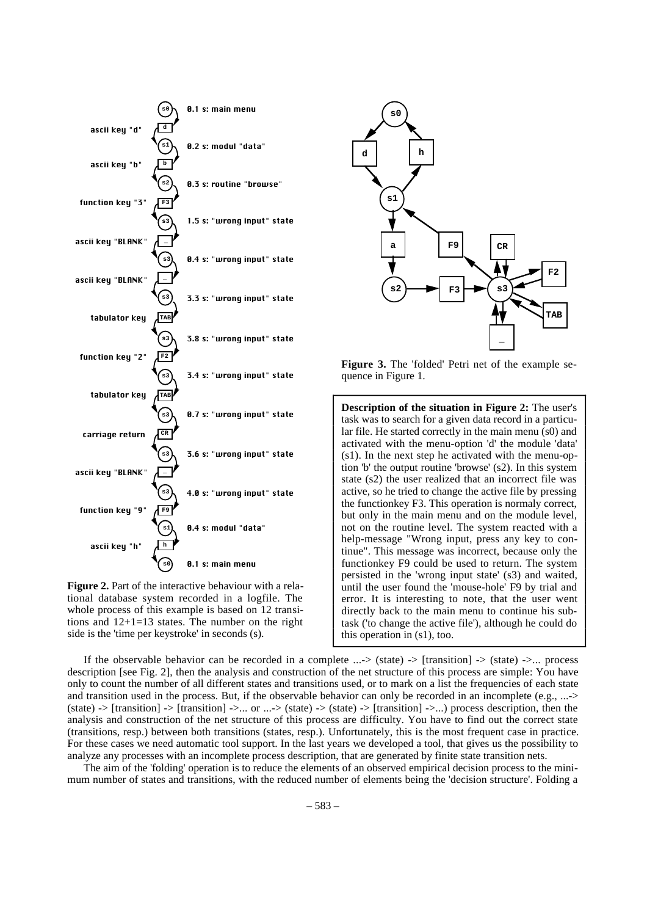**Figure 2.** Part of the interactive behaviour with a relational database system recorded in a logfile. The whole process of this example is based on 12 transitions and 12+1=13 states. The number on the right side is the 'time per keystroke' in seconds (s).

**Figure 3.** The 'folded' Petri net of the example sequence in Figure 1.

**Description of the situation in Figure 2:** The user's task was to search for a given data record in a particular file. He started correctly in the main menu (s0) and activated with the menu-option 'd' the module 'data' (s1). In the next step he activated with the menu-option 'b' the output routine 'browse' (s2). In this system state (s2) the user realized that an incorrect file was active, so he tried to change the active file by pressing the functionkey F3. This operation is normaly correct, but only in the main menu and on the module level, not on the routine level. The system reacted with a help-message "Wrong input, press any key to continue". This message was incorrect, because only the functionkey F9 could be used to return. The system persisted in the 'wrong input state' (s3) and waited, until the user found the 'mouse-hole' F9 by trial and error. It is interesting to note, that the user went directly back to the main menu to continue his subtask ('to change the active file'), although he could do this operation in (s1), too.

If the observable behavior can be recorded in a complete ...-> (state) -> [transition] -> (state) ->... process description [see Fig. 2], then the analysis and construction of the net structure of this process are simple: You have only to count the number of all different states and transitions used, or to mark on a list the frequencies of each state and transition used in the process. But, if the observable behavior can only be recorded in an incomplete (e.g., ...-> (state) -> [transition] -> [transition] ->... or ...-> (state) -> (state) -> [transition] ->...) process description, then the analysis and construction of the net structure of this process are difficulty. You have to find out the correct state (transitions, resp.) between both transitions (states, resp.). Unfortunately, this is the most frequent case in practice. For these cases we need automatic tool support. In the last years we developed a tool, that gives us the possibility to analyze any processes with an incomplete process description, that are generated by finite state transition nets.

The aim of the 'folding' operation is to reduce the elements of an observed empirical decision process to the minimum number of states and transitions, with the reduced number of elements being the 'decision structure'. Folding a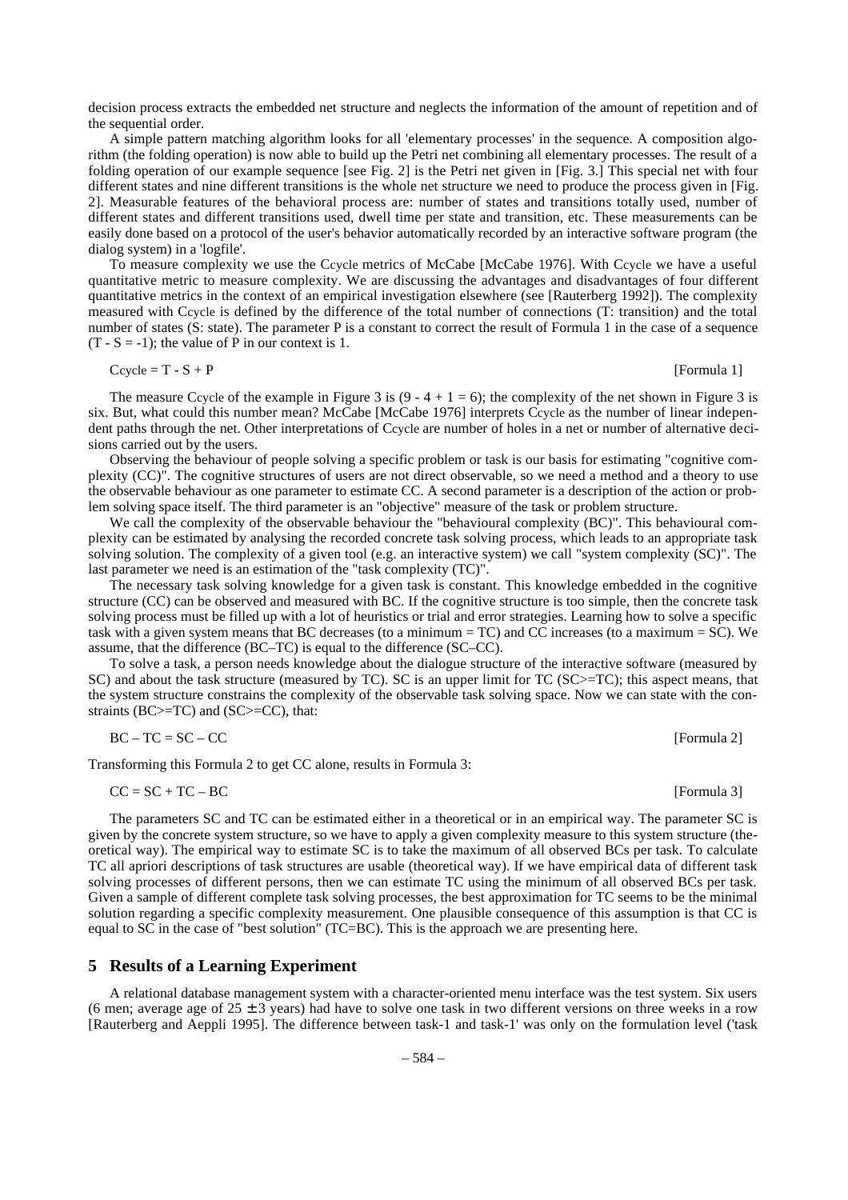decision process extracts the embedded net structure and neglects the information of the amount of repetition and of the sequential order.

A simple pattern matching algorithm looks for all 'elementary processes' in the sequence. A composition algorithm (the folding operation) is now able to build up the Petri net combining all elementary processes. The result of a folding operation of our example sequence [see Fig. 2] is the Petri net given in [Fig. 3.] This special net with four different states and nine different transitions is the whole net structure we need to produce the process given in [Fig. 2]. Measurable features of the behavioral process are: number of states and transitions totally used, number of different states and different transitions used, dwell time per state and transition, etc. These measurements can be easily done based on a protocol of the user's behavior automatically recorded by an interactive software program (the dialog system) in a 'logfile'.

To measure complexity we use the Ccycle metrics of McCabe [McCabe 1976]. With Ccycle we have a useful quantitative metric to measure complexity. We are discussing the advantages and disadvantages of four different quantitative metrics in the context of an empirical investigation elsewhere (see [Rauterberg 1992]). The complexity measured with Ccycle is defined by the difference of the total number of connections (T: transition) and the total number of states (S: state). The parameter P is a constant to correct the result of Formula 1 in the case of a sequence ($T - S = -1$); the value of P in our context is 1.

$$C_{cycle} = T - S + P \qquad \text{[Formula 1]}$$

The measure Ccycle of the example in Figure 3 is ($9 - 4 + 1 = 6$); the complexity of the net shown in Figure 3 is six. But, what could this number mean? McCabe [McCabe 1976] interprets Ccycle as the number of linear independent paths through the net. Other interpretations of Ccycle are number of holes in a net or number of alternative decisions carried out by the users.

Observing the behaviour of people solving a specific problem or task is our basis for estimating "cognitive complexity (CC)". The cognitive structures of users are not direct observable, so we need a method and a theory to use the observable behaviour as one parameter to estimate CC. A second parameter is a description of the action or problem solving space itself. The third parameter is an "objective" measure of the task or problem structure.

We call the complexity of the observable behaviour the "behavioural complexity (BC)". This behavioural complexity can be estimated by analysing the recorded concrete task solving process, which leads to an appropriate task solving solution. The complexity of a given tool (e.g. an interactive system) we call "system complexity (SC)". The last parameter we need is an estimation of the "task complexity (TC)".

The necessary task solving knowledge for a given task is constant. This knowledge embedded in the cognitive structure (CC) can be observed and measured with BC. If the cognitive structure is too simple, then the concrete task solving process must be filled up with a lot of heuristics or trial and error strategies. Learning how to solve a specific task with a given system means that BC decreases (to a minimum = TC) and CC increases (to a maximum = SC). We assume, that the difference (BC–TC) is equal to the difference (SC–CC).

To solve a task, a person needs knowledge about the dialogue structure of the interactive software (measured by SC) and about the task structure (measured by TC). SC is an upper limit for TC (SC>=TC); this aspect means, that the system structure constrains the complexity of the observable task solving space. Now we can state with the constraints (BC>=TC) and (SC>=CC), that:

$$BC - TC = SC - CC \qquad \text{[Formula 2]}$$

Transforming this Formula 2 to get CC alone, results in Formula 3:

$$CC = SC + TC - BC \qquad \text{[Formula 3]}$$

The parameters SC and TC can be estimated either in a theoretical or in an empirical way. The parameter SC is given by the concrete system structure, so we have to apply a given complexity measure to this system structure (theoretical way). The empirical way to estimate SC is to take the maximum of all observed BCs per task. To calculate TC all apriori descriptions of task structures are usable (theoretical way). If we have empirical data of different task solving processes of different persons, then we can estimate TC using the minimum of all observed BCs per task. Given a sample of different complete task solving processes, the best approximation for TC seems to be the minimal solution regarding a specific complexity measurement. One plausible consequence of this assumption is that CC is equal to SC in the case of "best solution" (TC=BC). This is the approach we are presenting here.

## 5 Results of a Learning Experiment

A relational database management system with a character-oriented menu interface was the test system. Six users (6 men; average age of $25 \pm 3$ years) had have to solve one task in two different versions on three weeks in a row [Rauterberg and Aeppli 1995]. The difference between task-1 and task-1' was only on the formulation level ('task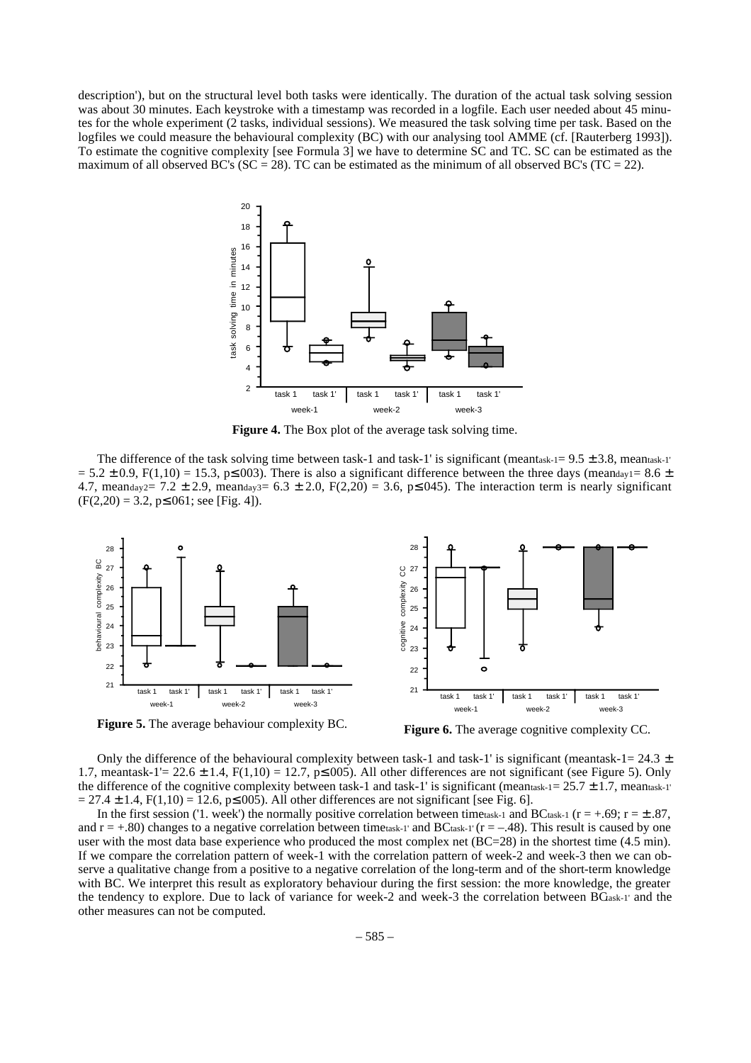description'), but on the structural level both tasks were identically. The duration of the actual task solving session was about 30 minutes. Each keystroke with a timestamp was recorded in a logfile. Each user needed about 45 minutes for the whole experiment (2 tasks, individual sessions). We measured the task solving time per task. Based on the logfiles we could measure the behavioural complexity (BC) with our analysing tool AMME (cf. [Rauterberg 1993]). To estimate the cognitive complexity [see Formula 3] we have to determine SC and TC. SC can be estimated as the maximum of all observed BC's (SC = 28). TC can be estimated as the minimum of all observed BC's (TC = 22).

**Figure 4.** The Box plot of the average task solving time.

The difference of the task solving time between task-1 and task-1' is significant ($mean_{task-1} = 9.5 \pm 3.8$, $mean_{task-1'} = 5.2 \pm 0.9$, $F(1,10) = 15.3$, $p \leq .003$). There is also a significant difference between the three days ($mean_{day1} = 8.6 \pm 4.7$, $mean_{day2} = 7.2 \pm 2.9$, $mean_{day3} = 6.3 \pm 2.0$, $F(2,20) = 3.6$, $p \leq .045$). The interaction term is nearly significant ($F(2,20) = 3.2$, $p \leq .061$; see [Fig. 4]).

**Figure 5.** The average behaviour complexity BC.

**Figure 6.** The average cognitive complexity CC.

Only the difference of the behavioural complexity between task-1 and task-1' is significant ($meantask\text{-}1 = 24.3 \pm 1.7$, $meantask\text{-}1' = 22.6 \pm 1.4$, $F(1,10) = 12.7$, $p \leq .005$). All other differences are not significant (see Figure 5). Only the difference of the cognitive complexity between task-1 and task-1' is significant ($mean_{task-1} = 25.7 \pm 1.7$, $mean_{task-1'} = 27.4 \pm 1.4$, $F(1,10) = 12.6$, $p \leq .005$). All other differences are not significant [see Fig. 6].

In the first session ('1. week') the normally positive correlation between $time_{task-1}$ and $BC_{task-1}$ ($r = +.69$; $r = \pm .87$, and $r = +.80$) changes to a negative correlation between $time_{task-1'}$ and $BC_{task-1'}$ ($r = -.48$). This result is caused by one user with the most data base experience who produced the most complex net (BC=28) in the shortest time (4.5 min). If we compare the correlation pattern of week-1 with the correlation pattern of week-2 and week-3 then we can observe a qualitative change from a positive to a negative correlation of the long-term and of the short-term knowledge with BC. We interpret this result as exploratory behaviour during the first session: the more knowledge, the greater the tendency to explore. Due to lack of variance for week-2 and week-3 the correlation between $BC_{task-1'}$ and the other measures can not be computed.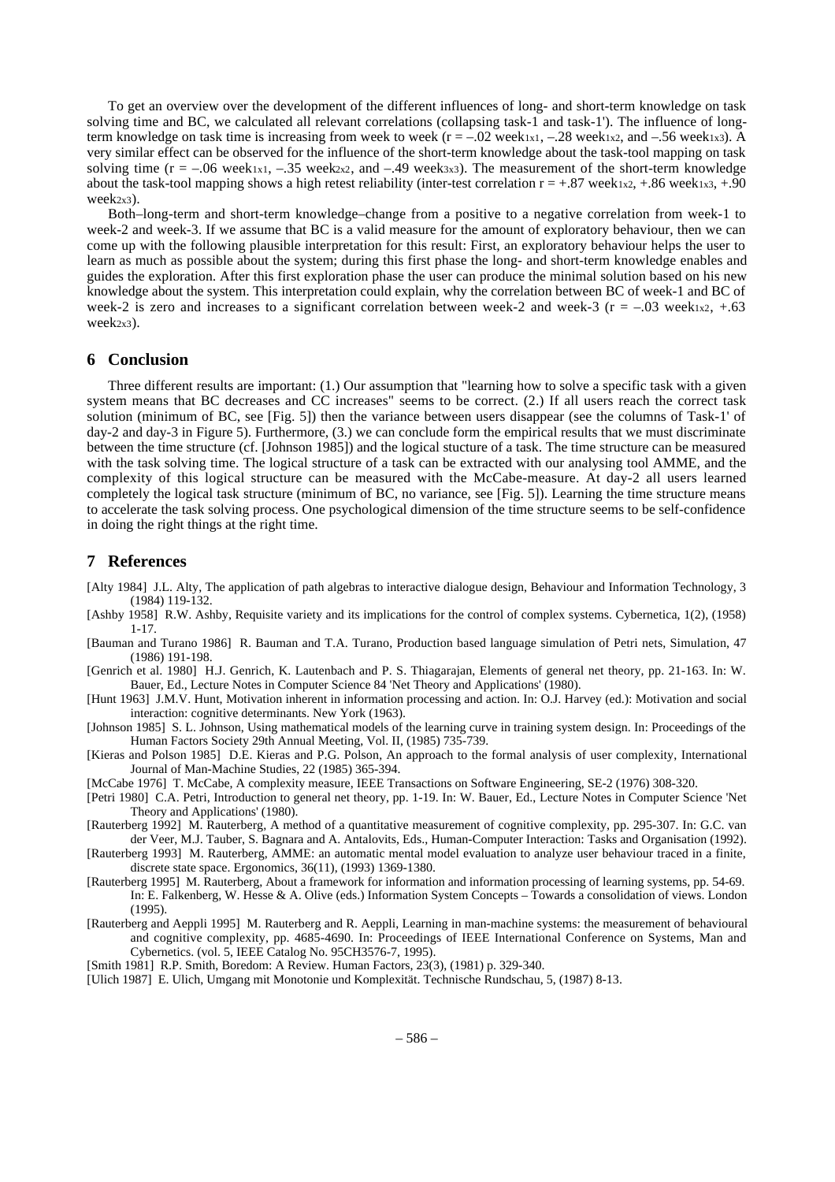To get an overview over the development of the different influences of long- and short-term knowledge on task solving time and BC, we calculated all relevant correlations (collapsing task-1 and task-1'). The influence of long-term knowledge on task time is increasing from week to week (r = –.02 $week_{1x1}$, –.28 $week_{1x2}$, and –.56 $week_{1x3}$). A very similar effect can be observed for the influence of the short-term knowledge about the task-tool mapping on task solving time (r = –.06 $week_{1x1}$, –.35 $week_{2x2}$, and –.49 $week_{3x3}$). The measurement of the short-term knowledge about the task-tool mapping shows a high retest reliability (inter-test correlation r = +.87 $week_{1x2}$, +.86 $week_{1x3}$, +.90 $week_{2x3}$).

Both–long-term and short-term knowledge–change from a positive to a negative correlation from week-1 to week-2 and week-3. If we assume that BC is a valid measure for the amount of exploratory behaviour, then we can come up with the following plausible interpretation for this result: First, an exploratory behaviour helps the user to learn as much as possible about the system; during this first phase the long- and short-term knowledge enables and guides the exploration. After this first exploration phase the user can produce the minimal solution based on his new knowledge about the system. This interpretation could explain, why the correlation between BC of week-1 and BC of week-2 is zero and increases to a significant correlation between week-2 and week-3 (r = –.03 $week_{1x2}$, +.63 $week_{2x3}$).

## 6 Conclusion

Three different results are important: (1.) Our assumption that "learning how to solve a specific task with a given system means that BC decreases and CC increases" seems to be correct. (2.) If all users reach the correct task solution (minimum of BC, see [Fig. 5]) then the variance between users disappear (see the columns of Task-1' of day-2 and day-3 in Figure 5). Furthermore, (3.) we can conclude form the empirical results that we must discriminate between the time structure (cf. [Johnson 1985]) and the logical stucture of a task. The time structure can be measured with the task solving time. The logical structure of a task can be extracted with our analysing tool AMME, and the complexity of this logical structure can be measured with the McCabe-measure. At day-2 all users learned completely the logical task structure (minimum of BC, no variance, see [Fig. 5]). Learning the time structure means to accelerate the task solving process. One psychological dimension of the time structure seems to be self-confidence in doing the right things at the right time.

## 7 References

[Alty 1984] J.L. Alty, The application of path algebras to interactive dialogue design, Behaviour and Information Technology, 3 (1984) 119-132.

[Ashby 1958] R.W. Ashby, Requisite variety and its implications for the control of complex systems. Cybernetica, 1(2), (1958) 1-17.

[Bauman and Turano 1986] R. Bauman and T.A. Turano, Production based language simulation of Petri nets, Simulation, 47 (1986) 191-198.

[Genrich et al. 1980] H.J. Genrich, K. Lautenbach and P. S. Thiagarajan, Elements of general net theory, pp. 21-163. In: W. Bauer, Ed., Lecture Notes in Computer Science 84 'Net Theory and Applications' (1980).

[Hunt 1963] J.M.V. Hunt, Motivation inherent in information processing and action. In: O.J. Harvey (ed.): Motivation and social interaction: cognitive determinants. New York (1963).

[Johnson 1985] S. L. Johnson, Using mathematical models of the learning curve in training system design. In: Proceedings of the Human Factors Society 29th Annual Meeting, Vol. II, (1985) 735-739.

[Kieras and Polson 1985] D.E. Kieras and P.G. Polson, An approach to the formal analysis of user complexity, International Journal of Man-Machine Studies, 22 (1985) 365-394.

[McCabe 1976] T. McCabe, A complexity measure, IEEE Transactions on Software Engineering, SE-2 (1976) 308-320.

[Petri 1980] C.A. Petri, Introduction to general net theory, pp. 1-19. In: W. Bauer, Ed., Lecture Notes in Computer Science 'Net Theory and Applications' (1980).

[Rauterberg 1992] M. Rauterberg, A method of a quantitative measurement of cognitive complexity, pp. 295-307. In: G.C. van der Veer, M.J. Tauber, S. Bagnara and A. Antalovits, Eds., Human-Computer Interaction: Tasks and Organisation (1992).

[Rauterberg 1993] M. Rauterberg, AMME: an automatic mental model evaluation to analyze user behaviour traced in a finite, discrete state space. Ergonomics, 36(11), (1993) 1369-1380.

[Rauterberg 1995] M. Rauterberg, About a framework for information and information processing of learning systems, pp. 54-69. In: E. Falkenberg, W. Hesse & A. Olive (eds.) Information System Concepts – Towards a consolidation of views. London (1995).

[Rauterberg and Aeppli 1995] M. Rauterberg and R. Aeppli, Learning in man-machine systems: the measurement of behavioural and cognitive complexity, pp. 4685-4690. In: Proceedings of IEEE International Conference on Systems, Man and Cybernetics. (vol. 5, IEEE Catalog No. 95CH3576-7, 1995).

[Smith 1981] R.P. Smith, Boredom: A Review. Human Factors, 23(3), (1981) p. 329-340.

[Ulich 1987] E. Ulich, Umgang mit Monotonie und Komplexität. Technische Rundschau, 5, (1987) 8-13.